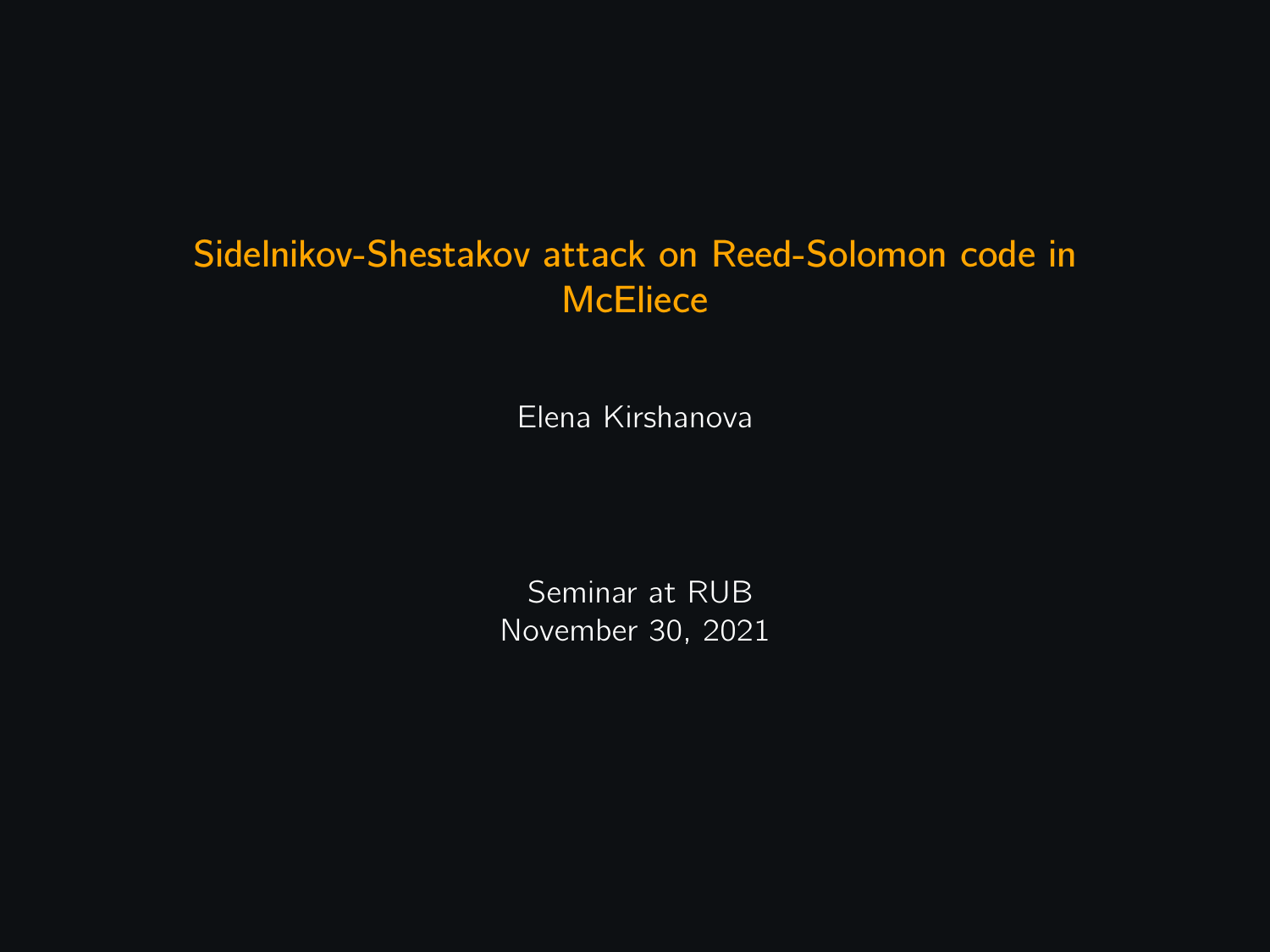# Sidelnikov-Shestakov attack on Reed-Solomon code in McEliece

Elena Kirshanova

Seminar at RUB
November 30, 2021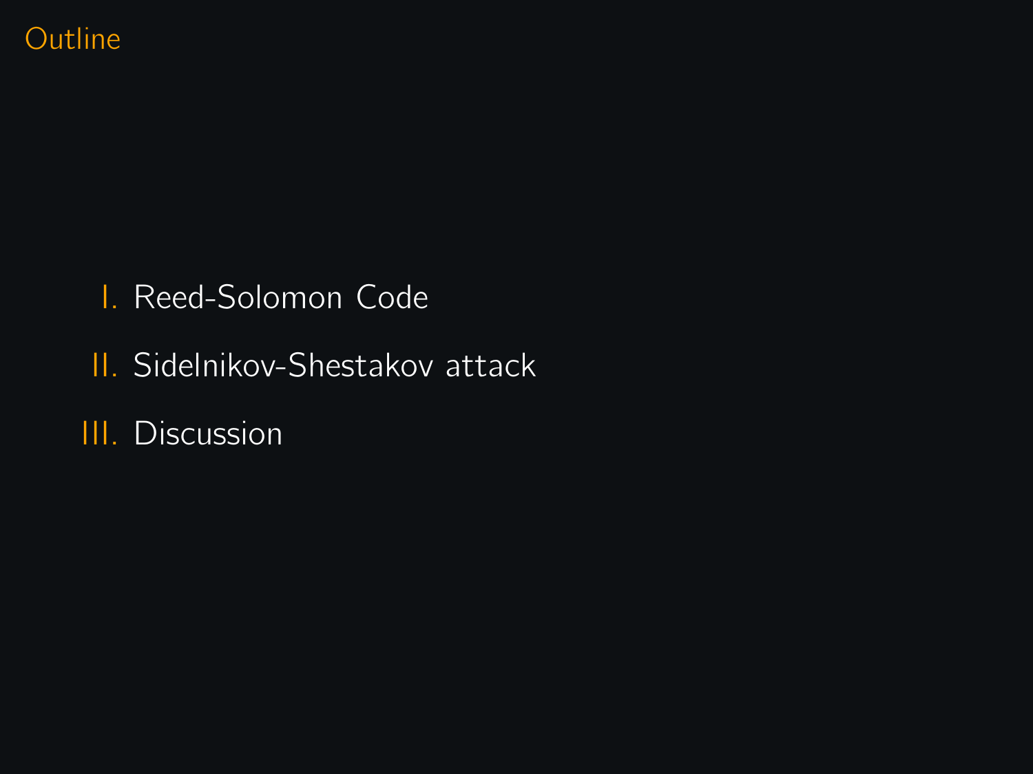# Outline

I. Reed-Solomon Code

II. Sidelnikov-Shestakov attack

III. Discussion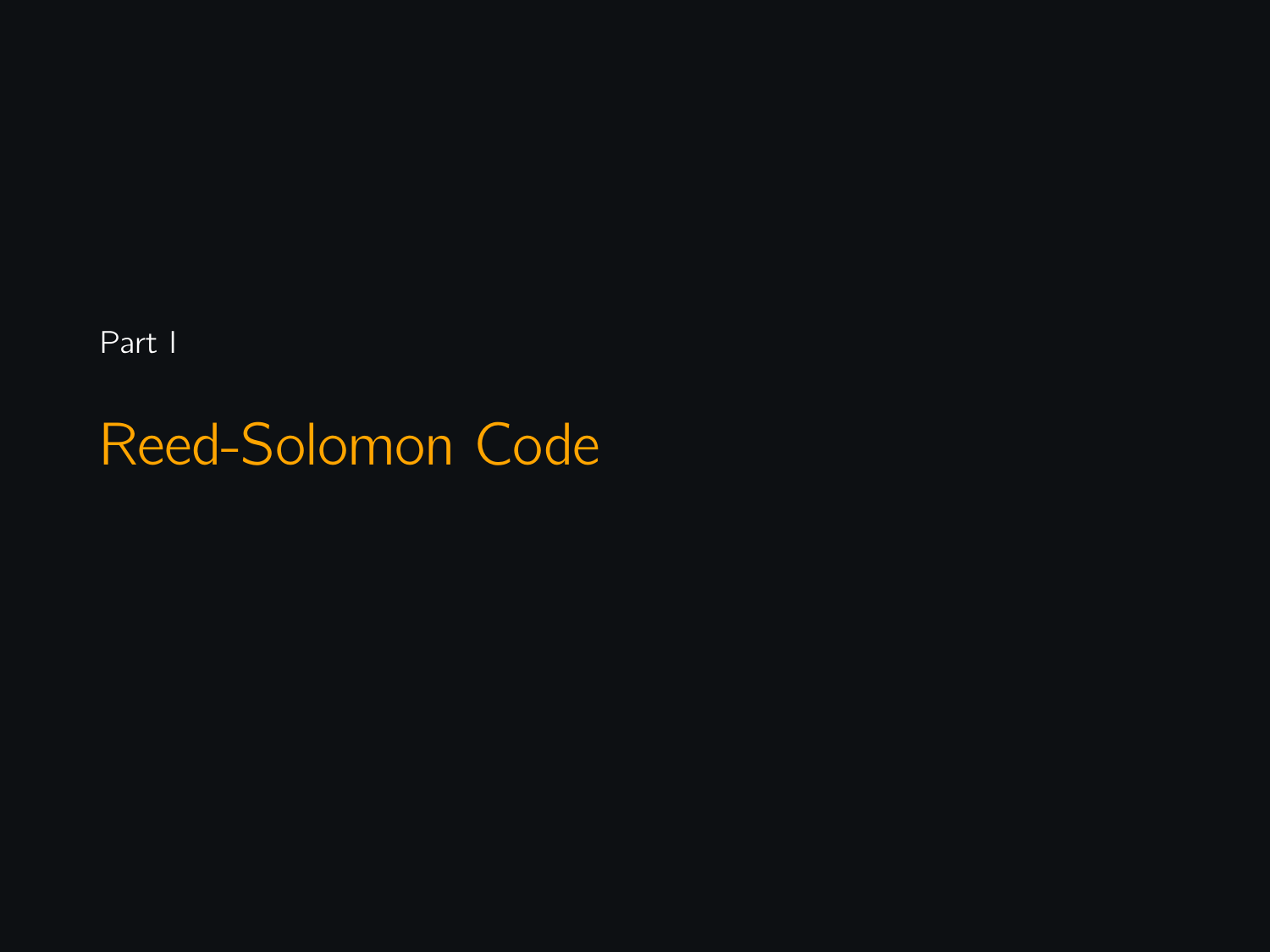Part I

# Reed-Solomon Code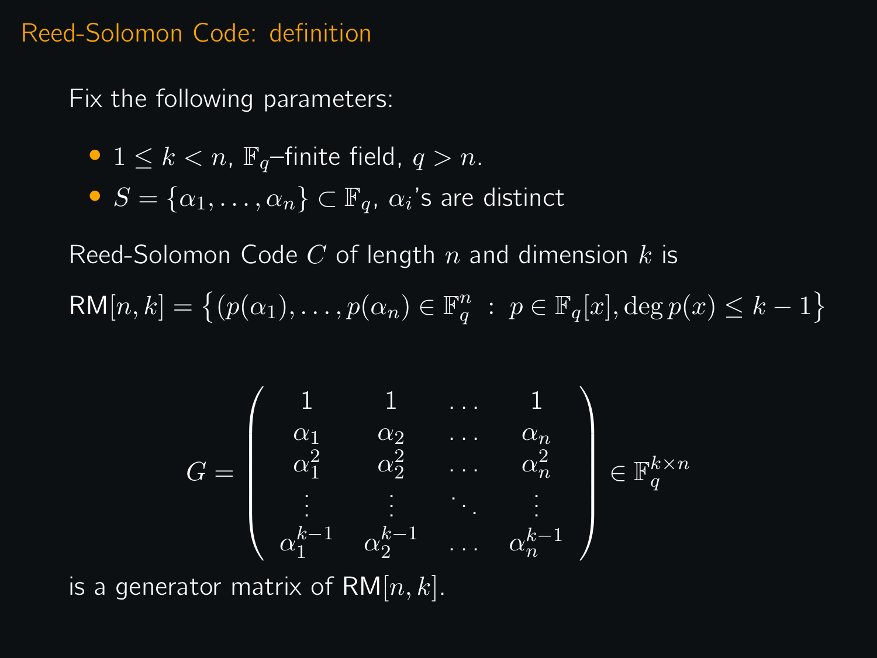## Reed-Solomon Code: definition

Fix the following parameters:

- $1 \leq k < n$, $\mathbb{F}_q$–finite field, $q > n$.
- $S = \{\alpha_1, \ldots, \alpha_n\} \subset \mathbb{F}_q$, $\alpha_i$'s are distinct

Reed-Solomon Code $C$ of length $n$ and dimension $k$ is

$$\mathsf{RM}[n,k] = \left\{ (p(\alpha_1), \ldots, p(\alpha_n) \in \mathbb{F}_q^n \ : \ p \in \mathbb{F}_q[x], \deg p(x) \leq k-1 \right\}$$

$$G = \begin{pmatrix} 1 & 1 & \ldots & 1 \\ \alpha_1 & \alpha_2 & \ldots & \alpha_n \\ \alpha_1^2 & \alpha_2^2 & \ldots & \alpha_n^2 \\ \vdots & \vdots & \ddots & \vdots \\ \alpha_1^{k-1} & \alpha_2^{k-1} & \ldots & \alpha_n^{k-1} \end{pmatrix} \in \mathbb{F}_q^{k \times n}$$

is a generator matrix of $\mathsf{RM}[n,k]$.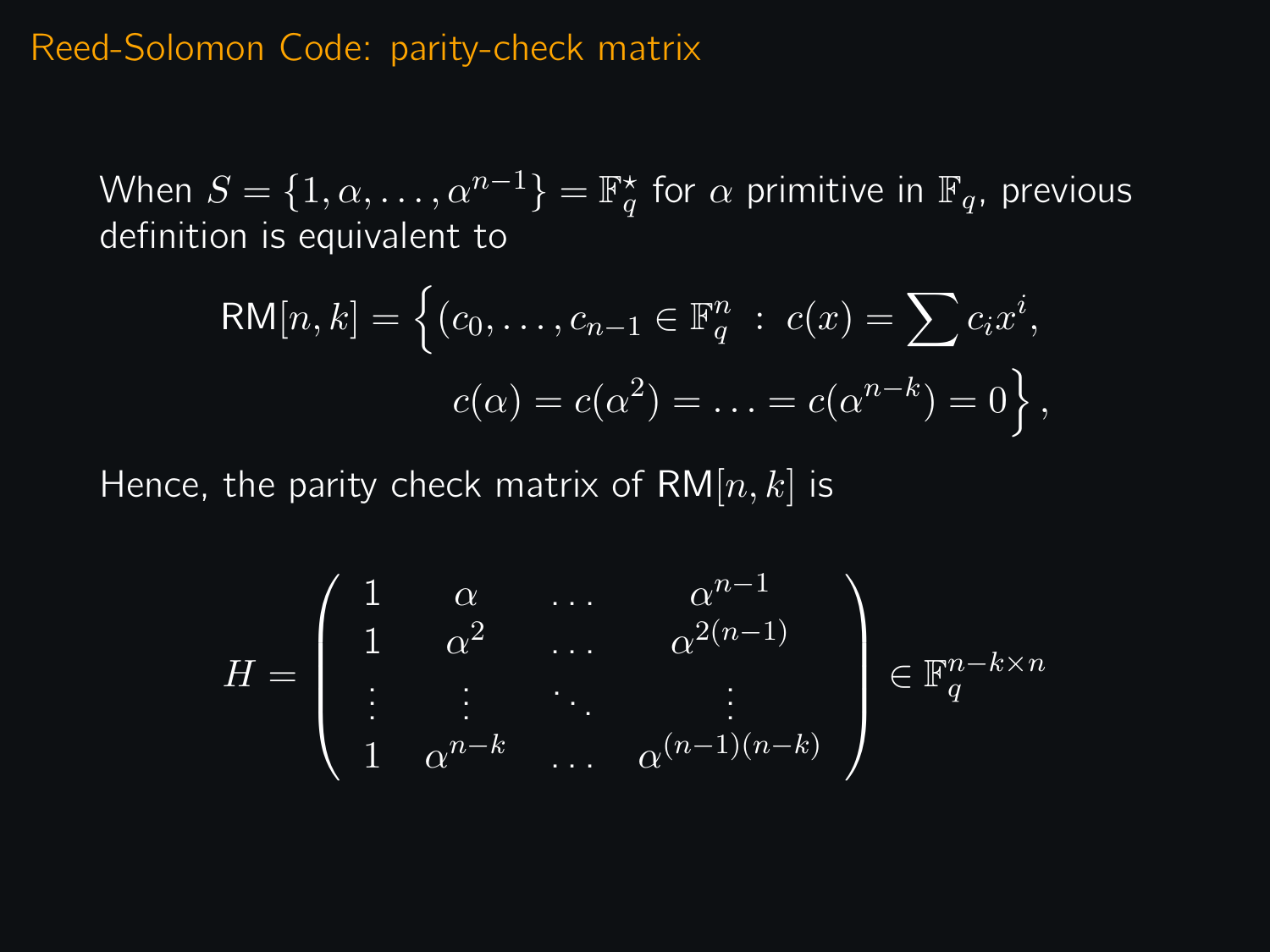## Reed-Solomon Code: parity-check matrix

When $S = \{1, \alpha, \dots, \alpha^{n-1}\} = \mathbb{F}_q^\star$ for $\alpha$ primitive in $\mathbb{F}_q$, previous definition is equivalent to

$$\mathsf{RM}[n,k] = \Big\{ (c_0, \dots, c_{n-1} \in \mathbb{F}_q^n \ : \ c(x) = \sum c_i x^i, \\ c(\alpha) = c(\alpha^2) = \ldots = c(\alpha^{n-k}) = 0 \Big\},$$

Hence, the parity check matrix of $\mathsf{RM}[n,k]$ is

$$H = \begin{pmatrix} 1 & \alpha & \dots & \alpha^{n-1} \\ 1 & \alpha^2 & \dots & \alpha^{2(n-1)} \\ \vdots & \vdots & \ddots & \vdots \\ 1 & \alpha^{n-k} & \dots & \alpha^{(n-1)(n-k)} \end{pmatrix} \in \mathbb{F}_q^{n-k \times n}$$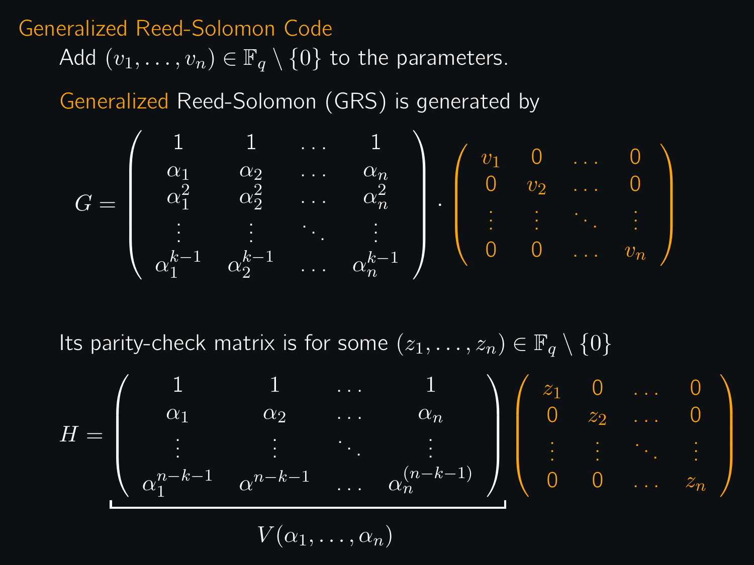## Generalized Reed-Solomon Code

Add $(v_1, \ldots, v_n) \in \mathbb{F}_q \setminus \{0\}$ to the parameters.

Generalized Reed-Solomon (GRS) is generated by

$$G = \begin{pmatrix} 1 & 1 & \ldots & 1 \\ \alpha_1 & \alpha_2 & \ldots & \alpha_n \\ \alpha_1^2 & \alpha_2^2 & \ldots & \alpha_n^2 \\ \vdots & \vdots & \ddots & \vdots \\ \alpha_1^{k-1} & \alpha_2^{k-1} & \ldots & \alpha_n^{k-1} \end{pmatrix} \cdot \begin{pmatrix} v_1 & 0 & \ldots & 0 \\ 0 & v_2 & \ldots & 0 \\ \vdots & \vdots & \ddots & \vdots \\ 0 & 0 & \ldots & v_n \end{pmatrix}$$

Its parity-check matrix is for some $(z_1, \ldots, z_n) \in \mathbb{F}_q \setminus \{0\}$

$$H = \underbrace{\begin{pmatrix} 1 & 1 & \ldots & 1 \\ \alpha_1 & \alpha_2 & \ldots & \alpha_n \\ \vdots & \vdots & \ddots & \vdots \\ \alpha_1^{n-k-1} & \alpha^{n-k-1} & \ldots & \alpha_n^{(n-k-1)} \end{pmatrix}}_{V(\alpha_1, \ldots, \alpha_n)} \begin{pmatrix} z_1 & 0 & \ldots & 0 \\ 0 & z_2 & \ldots & 0 \\ \vdots & \vdots & \ddots & \vdots \\ 0 & 0 & \ldots & z_n \end{pmatrix}$$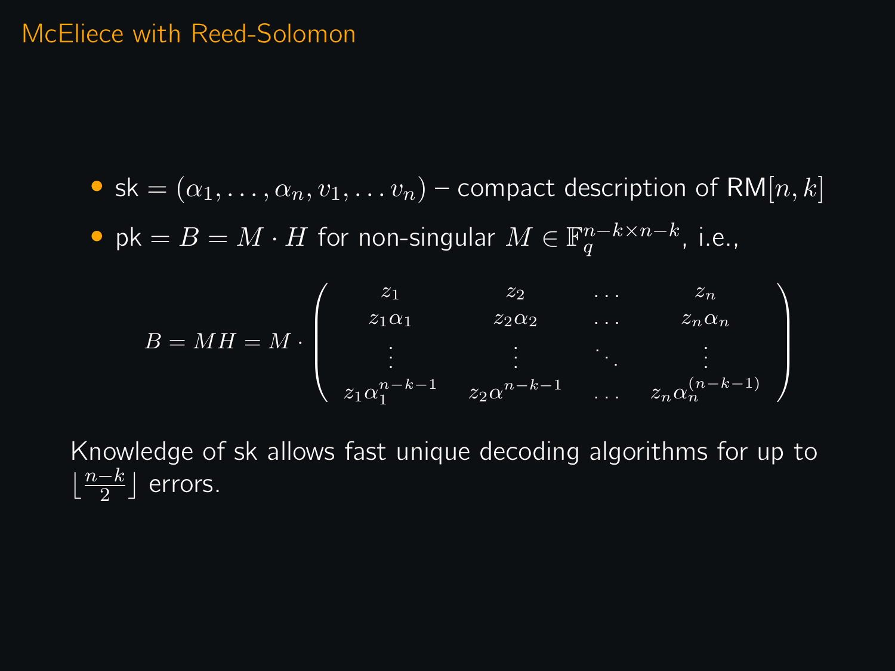# McEliece with Reed-Solomon

- sk $= (\alpha_1, \ldots, \alpha_n, v_1, \ldots v_n)$ – compact description of RM$[n, k]$
- pk $= B = M \cdot H$ for non-singular $M \in \mathbb{F}_q^{n-k \times n-k}$, i.e.,

$$B = MH = M \cdot \begin{pmatrix} z_1 & z_2 & \ldots & z_n \\ z_1\alpha_1 & z_2\alpha_2 & \ldots & z_n\alpha_n \\ \vdots & \vdots & \ddots & \vdots \\ z_1\alpha_1^{n-k-1} & z_2\alpha^{n-k-1} & \ldots & z_n\alpha_n^{(n-k-1)} \end{pmatrix}$$

Knowledge of sk allows fast unique decoding algorithms for up to $\lfloor \frac{n-k}{2} \rfloor$ errors.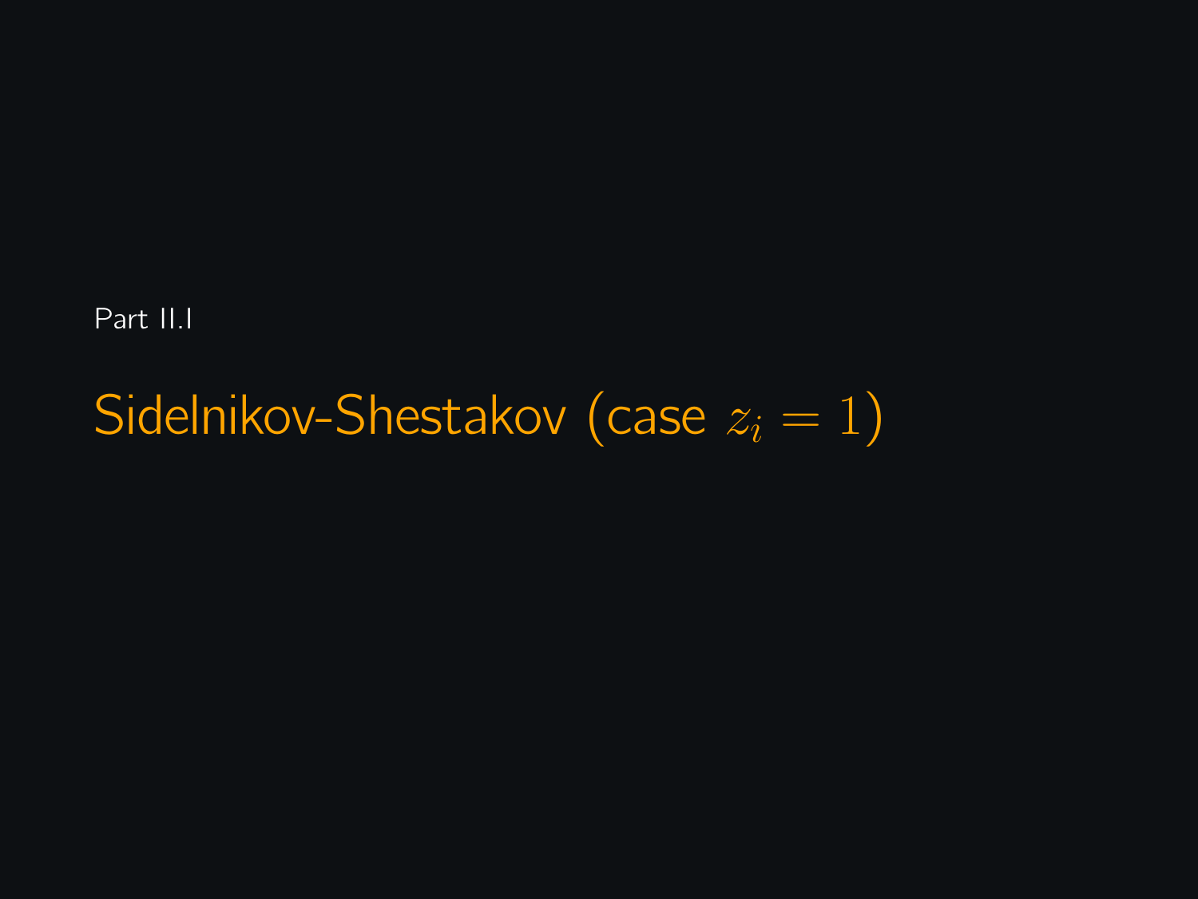Part II.I

# Sidelnikov-Shestakov (case $z_i = 1$)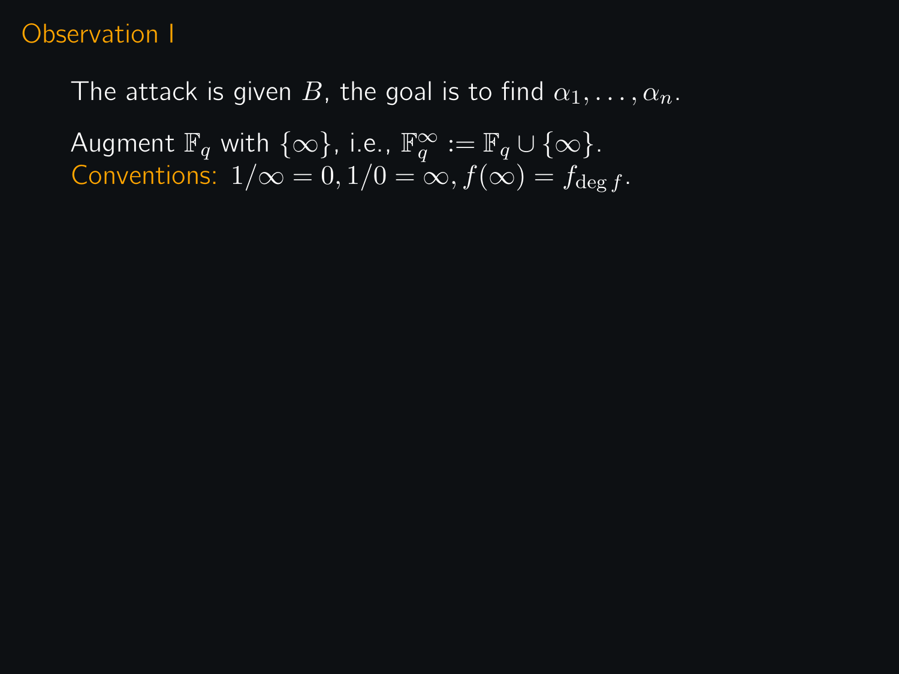# Observation I

The attack is given $B$, the goal is to find $\alpha_1, \ldots, \alpha_n$.

Augment $\mathbb{F}_q$ with $\{\infty\}$, i.e., $\mathbb{F}_q^\infty := \mathbb{F}_q \cup \{\infty\}$.
Conventions: $1/\infty = 0, 1/0 = \infty, f(\infty) = f_{\deg f}$.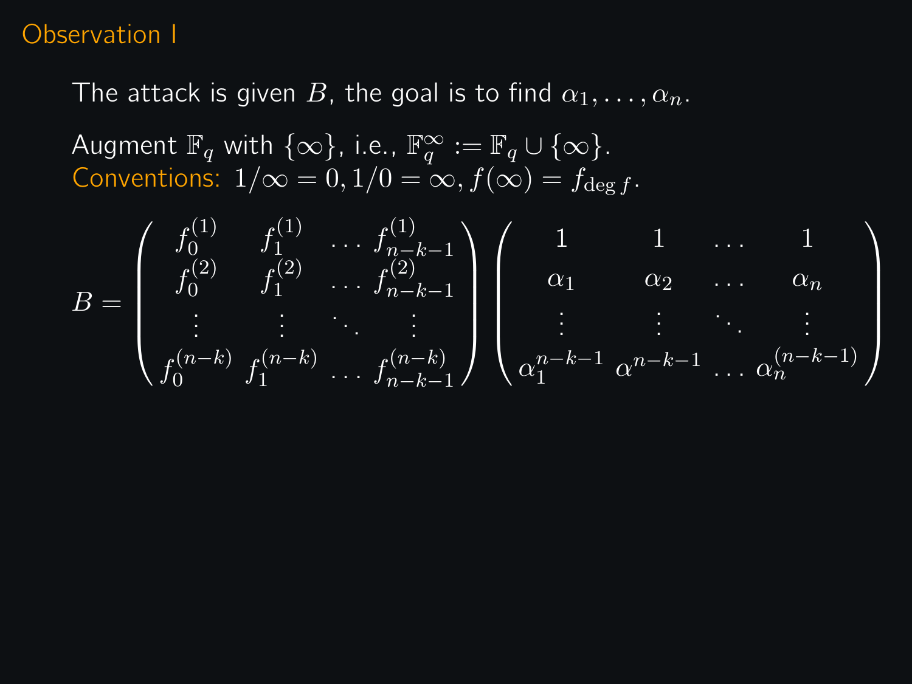# Observation I

The attack is given $B$, the goal is to find $\alpha_1, \ldots, \alpha_n$.

Augment $\mathbb{F}_q$ with $\{\infty\}$, i.e., $\mathbb{F}_q^\infty := \mathbb{F}_q \cup \{\infty\}$.
Conventions: $1/\infty = 0, 1/0 = \infty, f(\infty) = f_{\deg f}$.

$$
B = \begin{pmatrix}
f_0^{(1)} & f_1^{(1)} & \ldots & f_{n-k-1}^{(1)} \\
f_0^{(2)} & f_1^{(2)} & \ldots & f_{n-k-1}^{(2)} \\
\vdots & \vdots & \ddots & \vdots \\
f_0^{(n-k)} & f_1^{(n-k)} & \ldots & f_{n-k-1}^{(n-k)}
\end{pmatrix}
\begin{pmatrix}
1 & 1 & \ldots & 1 \\
\alpha_1 & \alpha_2 & \ldots & \alpha_n \\
\vdots & \vdots & \ddots & \vdots \\
\alpha_1^{n-k-1} & \alpha^{n-k-1} & \ldots & \alpha_n^{(n-k-1)}
\end{pmatrix}
$$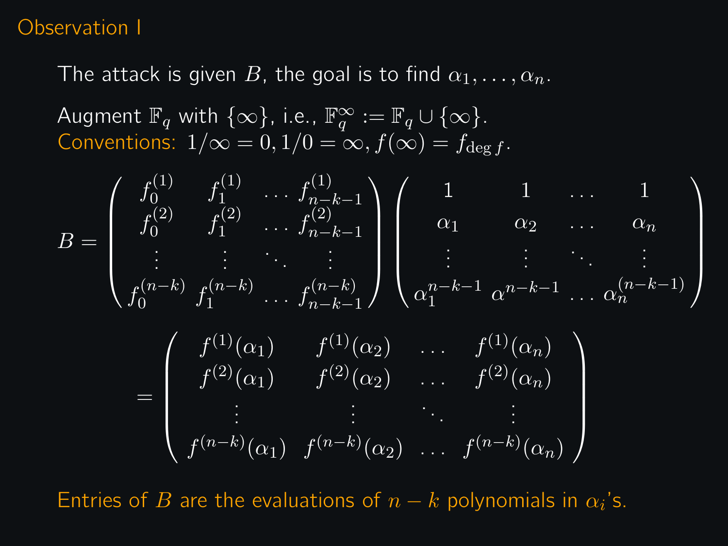# Observation I

The attack is given $B$, the goal is to find $\alpha_1, \ldots, \alpha_n$.

Augment $\mathbb{F}_q$ with $\{\infty\}$, i.e., $\mathbb{F}_q^\infty := \mathbb{F}_q \cup \{\infty\}$.
Conventions: $1/\infty = 0, 1/0 = \infty, f(\infty) = f_{\deg f}$.

$$
B = \begin{pmatrix} f_0^{(1)} & f_1^{(1)} & \ldots & f_{n-k-1}^{(1)} \\ f_0^{(2)} & f_1^{(2)} & \ldots & f_{n-k-1}^{(2)} \\ \vdots & \vdots & \ddots & \vdots \\ f_0^{(n-k)} & f_1^{(n-k)} & \ldots & f_{n-k-1}^{(n-k)} \end{pmatrix} \begin{pmatrix} 1 & 1 & \ldots & 1 \\ \alpha_1 & \alpha_2 & \ldots & \alpha_n \\ \vdots & \vdots & \ddots & \vdots \\ \alpha_1^{n-k-1} & \alpha^{n-k-1} & \ldots & \alpha_n^{(n-k-1)} \end{pmatrix}
$$

$$
= \begin{pmatrix} f^{(1)}(\alpha_1) & f^{(1)}(\alpha_2) & \ldots & f^{(1)}(\alpha_n) \\ f^{(2)}(\alpha_1) & f^{(2)}(\alpha_2) & \ldots & f^{(2)}(\alpha_n) \\ \vdots & \vdots & \ddots & \vdots \\ f^{(n-k)}(\alpha_1) & f^{(n-k)}(\alpha_2) & \ldots & f^{(n-k)}(\alpha_n) \end{pmatrix}
$$

Entries of $B$ are the evaluations of $n-k$ polynomials in $\alpha_i$'s.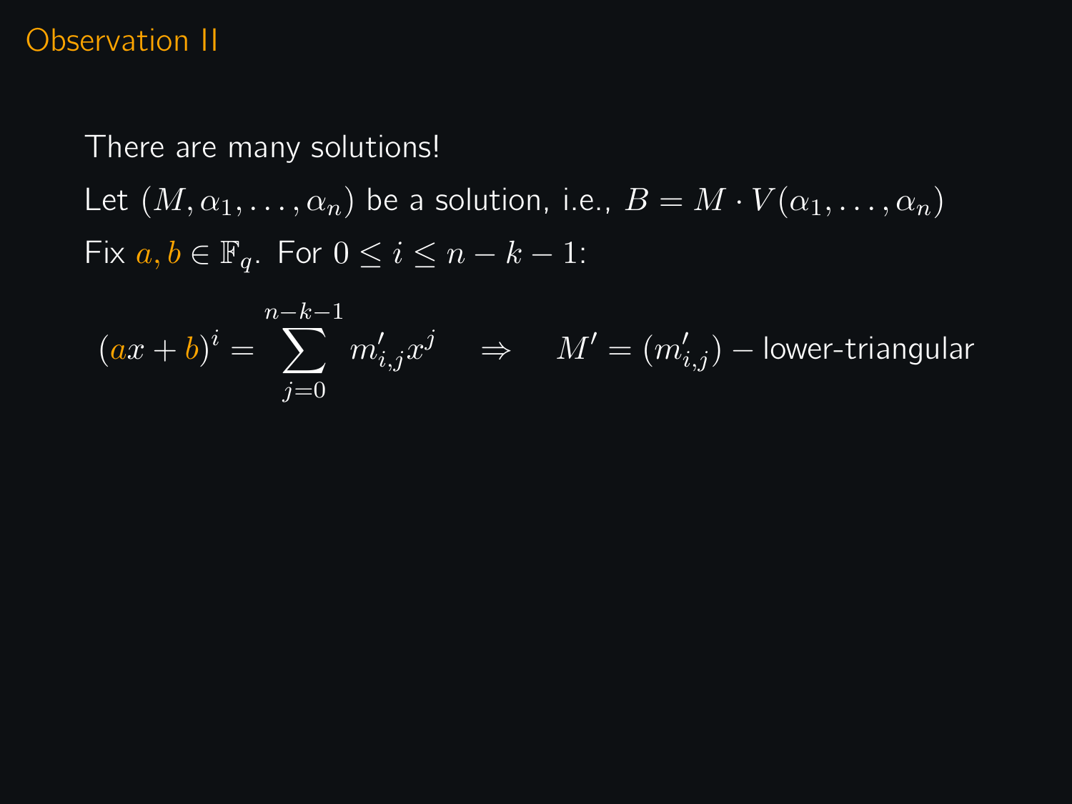# Observation II

There are many solutions!

Let $(M, \alpha_1, \ldots, \alpha_n)$ be a solution, i.e., $B = M \cdot V(\alpha_1, \ldots, \alpha_n)$

Fix $a, b \in \mathbb{F}_q$. For $0 \le i \le n-k-1$:

$$(ax+b)^i = \sum_{j=0}^{n-k-1} m'_{i,j} x^j \quad \Rightarrow \quad M' = (m'_{i,j}) \text{ – lower-triangular}$$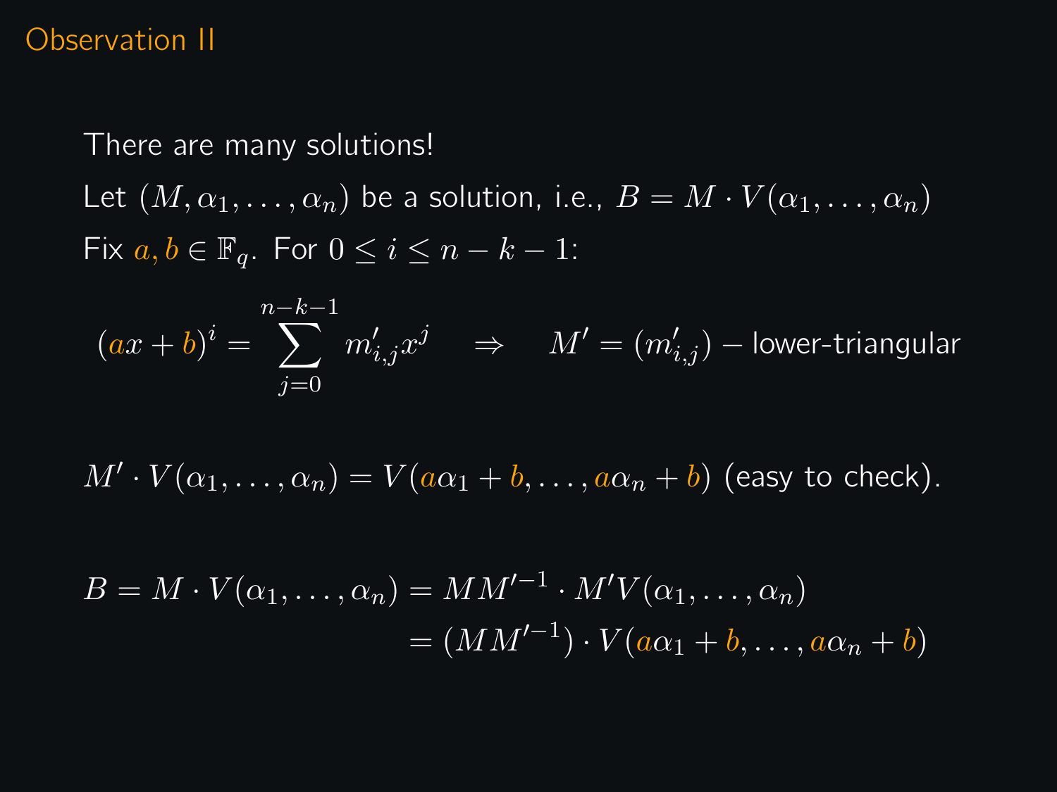# Observation II

There are many solutions!

Let $(M, \alpha_1, \ldots, \alpha_n)$ be a solution, i.e., $B = M \cdot V(\alpha_1, \ldots, \alpha_n)$

Fix $a, b \in \mathbb{F}_q$. For $0 \leq i \leq n - k - 1$:

$$(ax + b)^i = \sum_{j=0}^{n-k-1} m'_{i,j} x^j \quad \Rightarrow \quad M' = (m'_{i,j}) \text{ -- lower-triangular}$$

$M' \cdot V(\alpha_1, \ldots, \alpha_n) = V(a\alpha_1 + b, \ldots, a\alpha_n + b)$ (easy to check).

$$\begin{aligned} B = M \cdot V(\alpha_1, \ldots, \alpha_n) &= M M'^{-1} \cdot M' V(\alpha_1, \ldots, \alpha_n) \\ &= (M M'^{-1}) \cdot V(a\alpha_1 + b, \ldots, a\alpha_n + b) \end{aligned}$$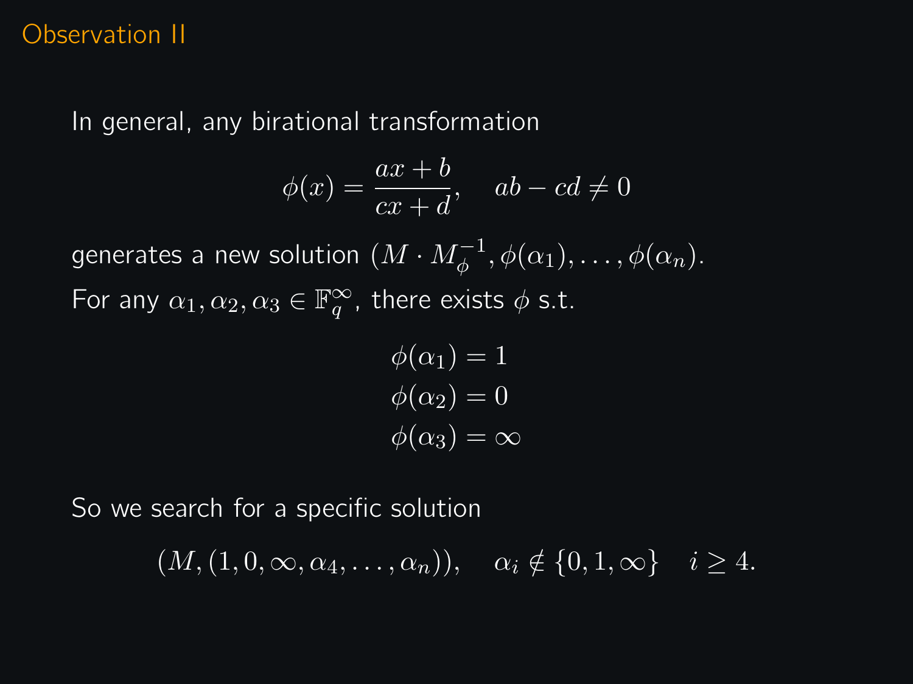## Observation II

In general, any birational transformation

$$\phi(x) = \frac{ax+b}{cx+d}, \quad ab - cd \neq 0$$

generates a new solution $(M \cdot M_\phi^{-1}, \phi(\alpha_1), \ldots, \phi(\alpha_n)$.

For any $\alpha_1, \alpha_2, \alpha_3 \in \mathbb{F}_q^\infty$, there exists $\phi$ s.t.

$$\begin{aligned} \phi(\alpha_1) &= 1 \\ \phi(\alpha_2) &= 0 \\ \phi(\alpha_3) &= \infty \end{aligned}$$

So we search for a specific solution

$$(M, (1, 0, \infty, \alpha_4, \ldots, \alpha_n)), \quad \alpha_i \notin \{0, 1, \infty\} \quad i \geq 4.$$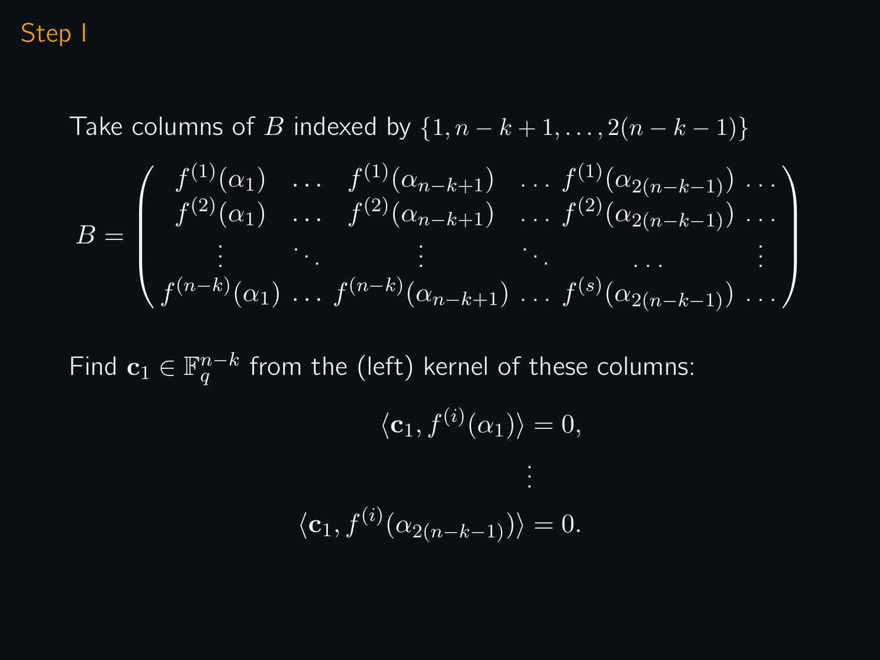## Step I

Take columns of $B$ indexed by $\{1, n-k+1, \ldots, 2(n-k-1)\}$

$$
B = \begin{pmatrix}
f^{(1)}(\alpha_1) & \ldots & f^{(1)}(\alpha_{n-k+1}) & \ldots & f^{(1)}(\alpha_{2(n-k-1)}) & \ldots \\
f^{(2)}(\alpha_1) & \ldots & f^{(2)}(\alpha_{n-k+1}) & \ldots & f^{(2)}(\alpha_{2(n-k-1)}) & \ldots \\
\vdots & \ddots & \vdots & \ddots & \ldots & \vdots \\
f^{(n-k)}(\alpha_1) & \ldots & f^{(n-k)}(\alpha_{n-k+1}) & \ldots & f^{(s)}(\alpha_{2(n-k-1)}) & \ldots
\end{pmatrix}
$$

Find $\mathbf{c}_1 \in \mathbb{F}_q^{n-k}$ from the (left) kernel of these columns:

$$
\langle \mathbf{c}_1, f^{(i)}(\alpha_1) \rangle = 0,
$$

$$
\vdots
$$

$$
\langle \mathbf{c}_1, f^{(i)}(\alpha_{2(n-k-1)}) \rangle = 0.
$$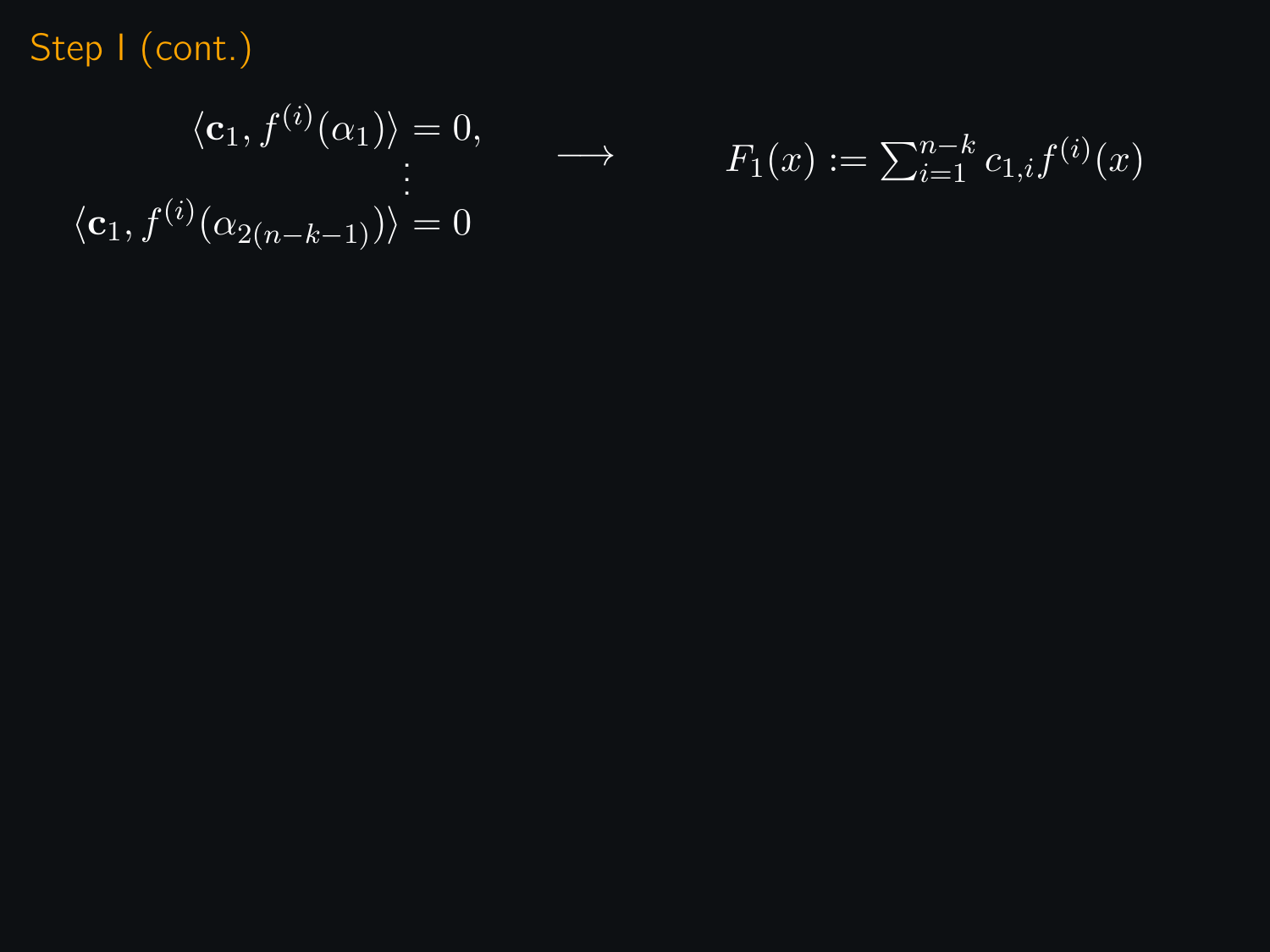## Step I (cont.)

$$\begin{aligned} \langle \mathbf{c}_1, f^{(i)}(\alpha_1) \rangle &= 0, \\ &\vdots \\ \langle \mathbf{c}_1, f^{(i)}(\alpha_{2(n-k-1)}) \rangle &= 0 \end{aligned} \qquad \longrightarrow \qquad F_1(x) := \sum_{i=1}^{n-k} c_{1,i} f^{(i)}(x)$$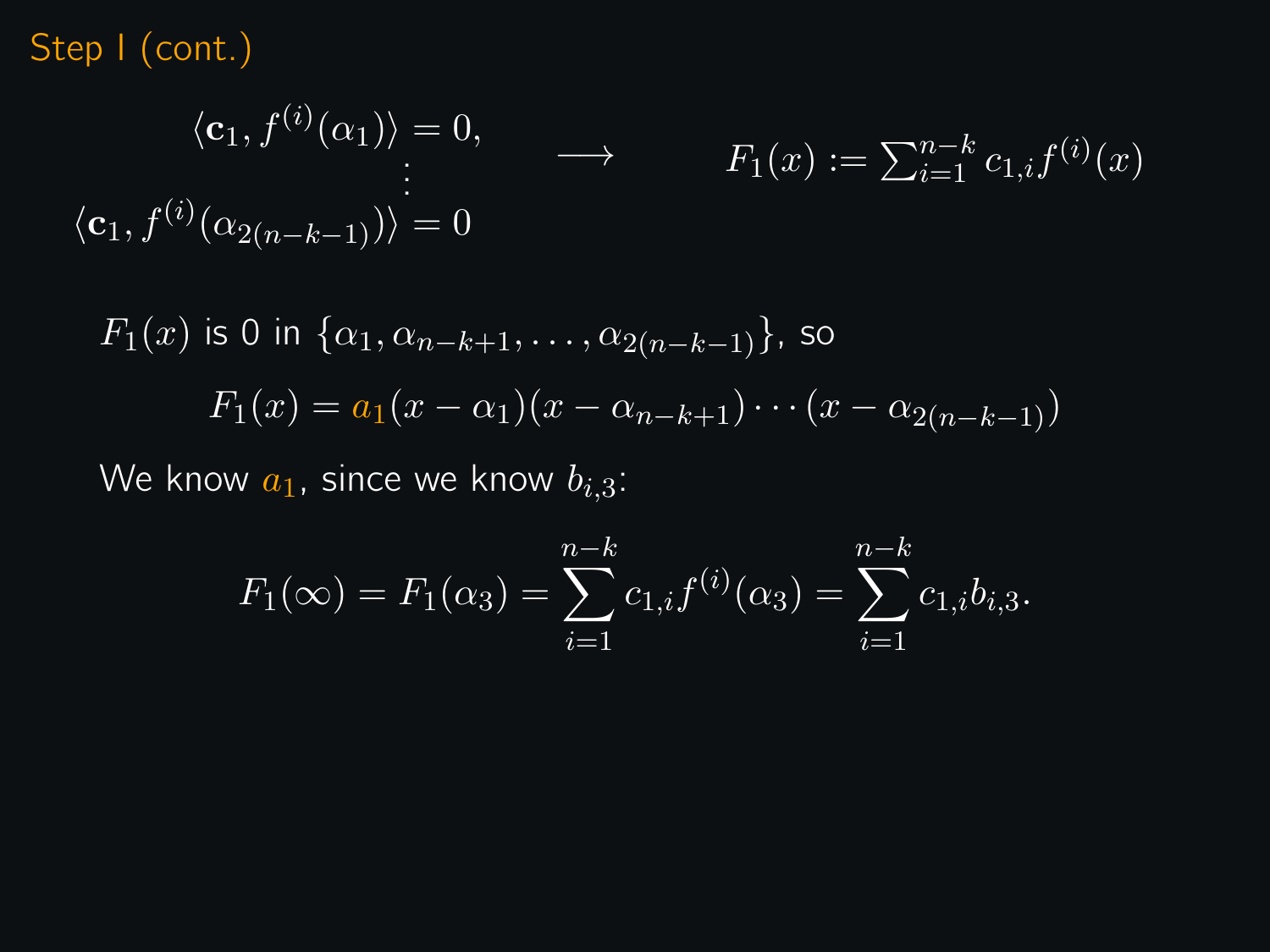## Step I (cont.)

$$\begin{aligned} \langle \mathbf{c}_1, f^{(i)}(\alpha_1) \rangle &= 0, \\ &\vdots \\ \langle \mathbf{c}_1, f^{(i)}(\alpha_{2(n-k-1)}) \rangle &= 0 \end{aligned} \quad \longrightarrow \quad F_1(x) := \sum_{i=1}^{n-k} c_{1,i} f^{(i)}(x)$$

$F_1(x)$ is 0 in $\{\alpha_1, \alpha_{n-k+1}, \ldots, \alpha_{2(n-k-1)}\}$, so

$$F_1(x) = a_1 (x - \alpha_1)(x - \alpha_{n-k+1}) \cdots (x - \alpha_{2(n-k-1)})$$

We know $a_1$, since we know $b_{i,3}$:

$$F_1(\infty) = F_1(\alpha_3) = \sum_{i=1}^{n-k} c_{1,i} f^{(i)}(\alpha_3) = \sum_{i=1}^{n-k} c_{1,i} b_{i,3}.$$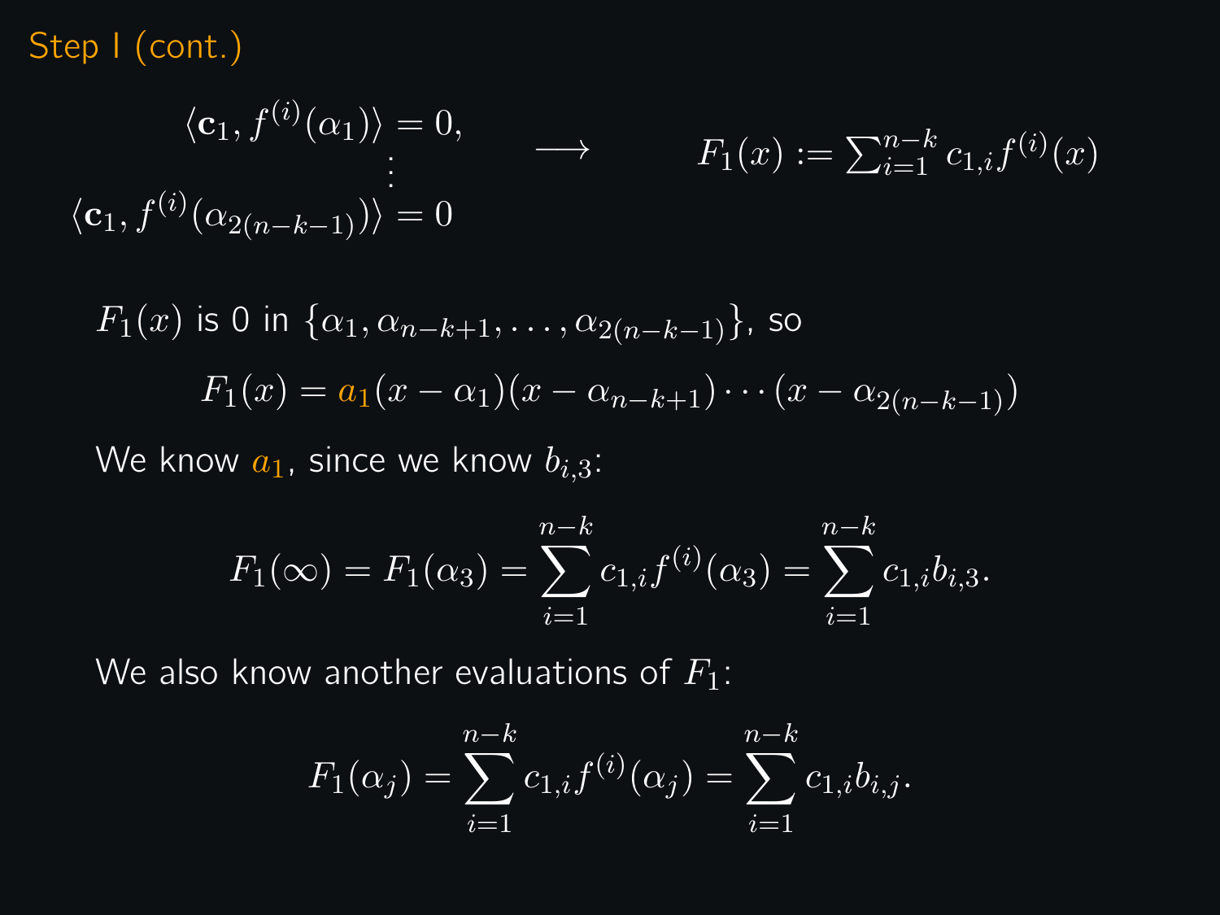## Step I (cont.)

$$\begin{aligned} \langle \mathbf{c}_1, f^{(i)}(\alpha_1)\rangle &= 0, \\ &\vdots \\ \langle \mathbf{c}_1, f^{(i)}(\alpha_{2(n-k-1)})\rangle &= 0 \end{aligned} \qquad \longrightarrow \qquad F_1(x) := \sum_{i=1}^{n-k} c_{1,i} f^{(i)}(x)$$

$F_1(x)$ is 0 in $\{\alpha_1, \alpha_{n-k+1}, \ldots, \alpha_{2(n-k-1)}\}$, so

$$F_1(x) = a_1(x-\alpha_1)(x-\alpha_{n-k+1})\cdots(x-\alpha_{2(n-k-1)})$$

We know $a_1$, since we know $b_{i,3}$:

$$F_1(\infty) = F_1(\alpha_3) = \sum_{i=1}^{n-k} c_{1,i} f^{(i)}(\alpha_3) = \sum_{i=1}^{n-k} c_{1,i} b_{i,3}.$$

We also know another evaluations of $F_1$:

$$F_1(\alpha_j) = \sum_{i=1}^{n-k} c_{1,i} f^{(i)}(\alpha_j) = \sum_{i=1}^{n-k} c_{1,i} b_{i,j}.$$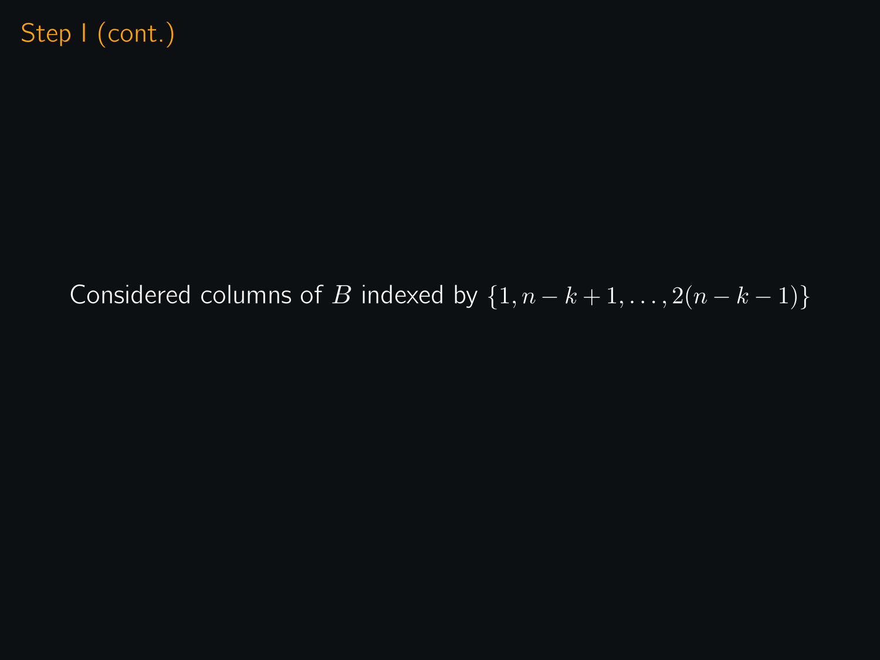## Step I (cont.)

Considered columns of $B$ indexed by $\{1, n-k+1, \ldots, 2(n-k-1)\}$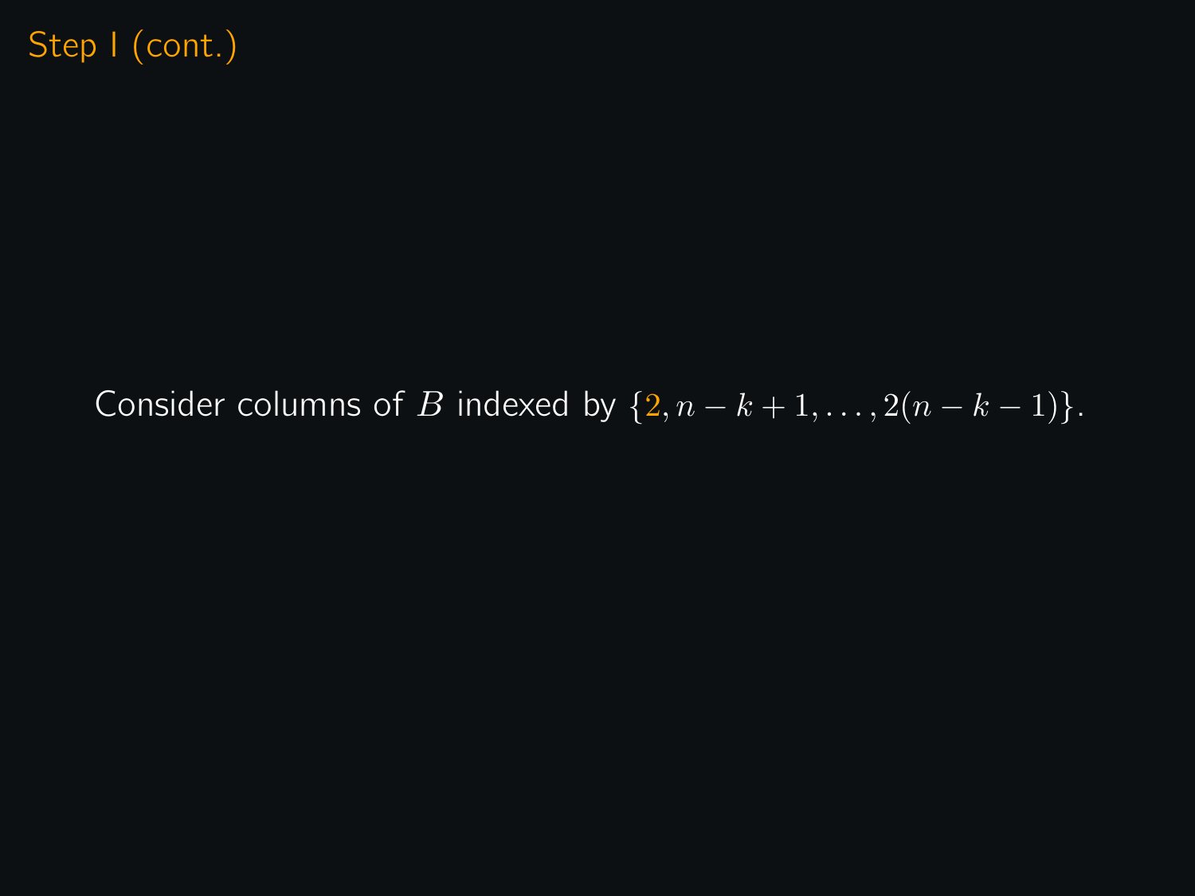# Step I (cont.)

Consider columns of $B$ indexed by $\{2, n-k+1, \ldots, 2(n-k-1)\}$.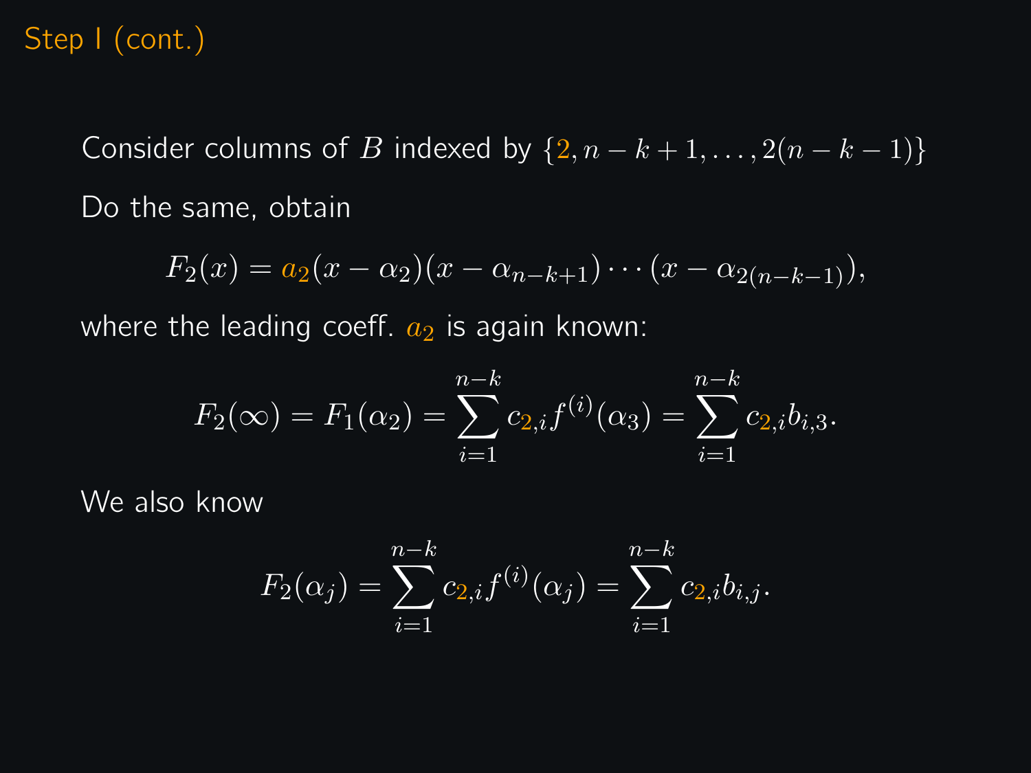# Step I (cont.)

Consider columns of $B$ indexed by $\{2, n-k+1, \ldots, 2(n-k-1)\}$

Do the same, obtain

$$F_2(x) = a_2(x-\alpha_2)(x-\alpha_{n-k+1})\cdots(x-\alpha_{2(n-k-1)}),$$

where the leading coeff. $a_2$ is again known:

$$F_2(\infty) = F_1(\alpha_2) = \sum_{i=1}^{n-k} c_{2,i} f^{(i)}(\alpha_3) = \sum_{i=1}^{n-k} c_{2,i} b_{i,3}.$$

We also know

$$F_2(\alpha_j) = \sum_{i=1}^{n-k} c_{2,i} f^{(i)}(\alpha_j) = \sum_{i=1}^{n-k} c_{2,i} b_{i,j}.$$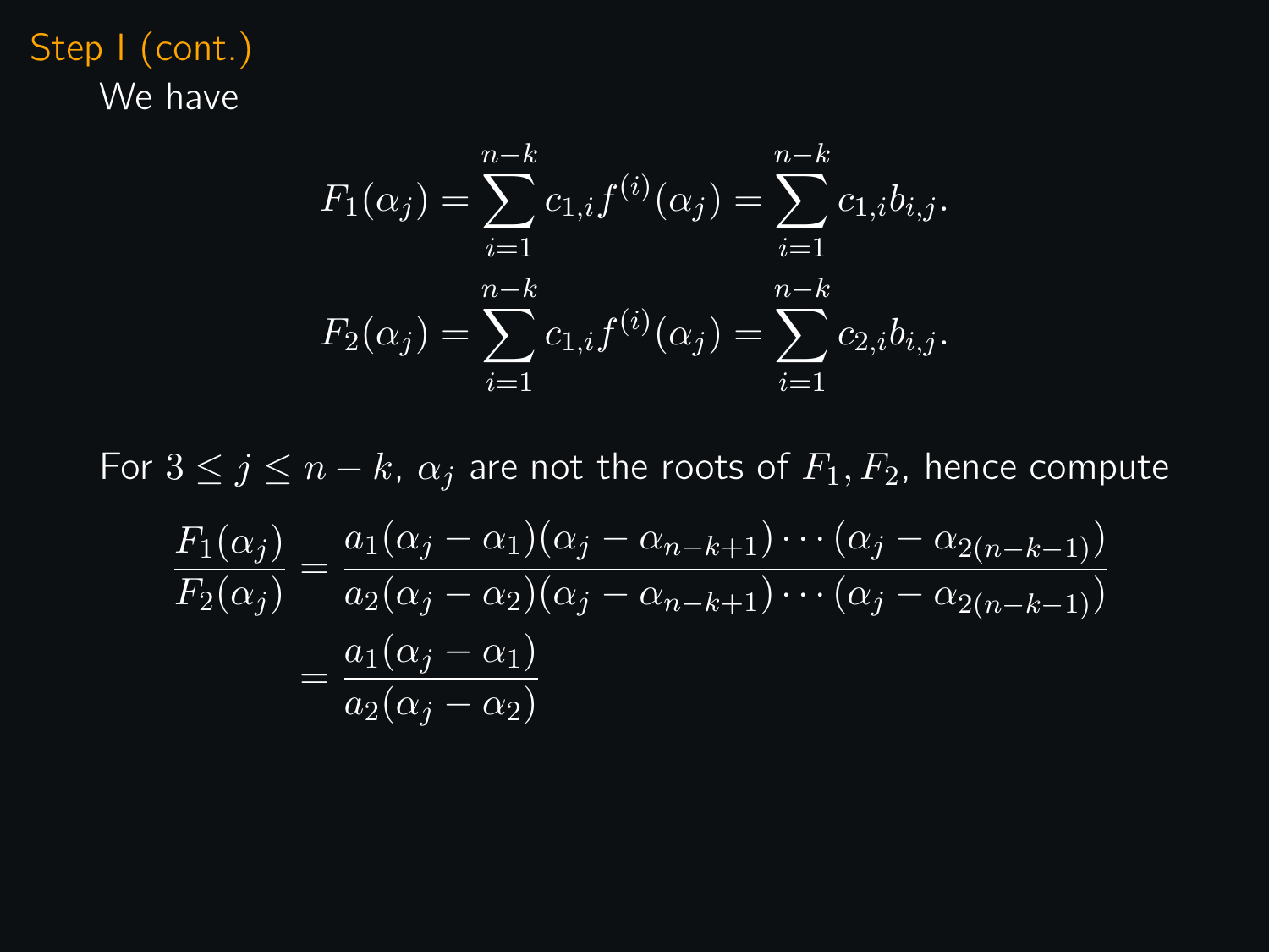## Step I (cont.)

We have

$$F_1(\alpha_j) = \sum_{i=1}^{n-k} c_{1,i} f^{(i)}(\alpha_j) = \sum_{i=1}^{n-k} c_{1,i} b_{i,j}.$$

$$F_2(\alpha_j) = \sum_{i=1}^{n-k} c_{1,i} f^{(i)}(\alpha_j) = \sum_{i=1}^{n-k} c_{2,i} b_{i,j}.$$

For $3 \leq j \leq n-k$, $\alpha_j$ are not the roots of $F_1, F_2$, hence compute

$$\begin{aligned}
\frac{F_1(\alpha_j)}{F_2(\alpha_j)} &= \frac{a_1(\alpha_j - \alpha_1)(\alpha_j - \alpha_{n-k+1}) \cdots (\alpha_j - \alpha_{2(n-k-1)})}{a_2(\alpha_j - \alpha_2)(\alpha_j - \alpha_{n-k+1}) \cdots (\alpha_j - \alpha_{2(n-k-1)})} \\
&= \frac{a_1(\alpha_j - \alpha_1)}{a_2(\alpha_j - \alpha_2)}
\end{aligned}$$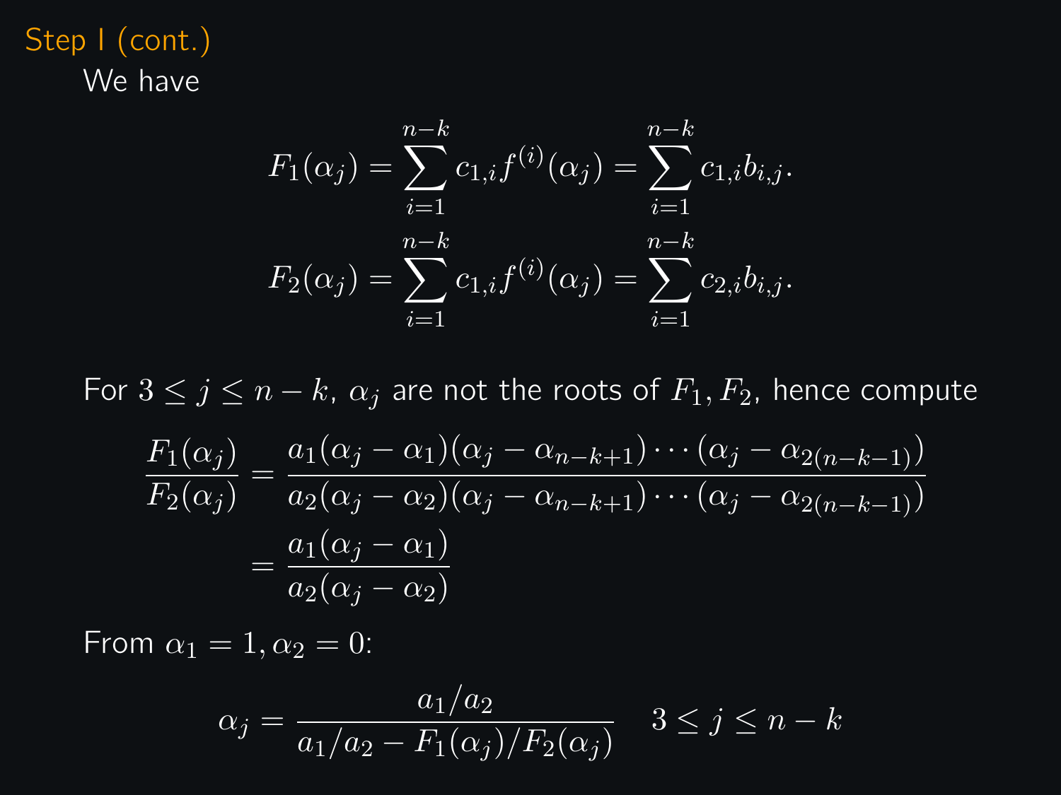## Step I (cont.)

We have

$$F_1(\alpha_j) = \sum_{i=1}^{n-k} c_{1,i} f^{(i)}(\alpha_j) = \sum_{i=1}^{n-k} c_{1,i} b_{i,j}.$$

$$F_2(\alpha_j) = \sum_{i=1}^{n-k} c_{1,i} f^{(i)}(\alpha_j) = \sum_{i=1}^{n-k} c_{2,i} b_{i,j}.$$

For $3 \le j \le n-k$, $\alpha_j$ are not the roots of $F_1, F_2$, hence compute

$$\begin{aligned}
\frac{F_1(\alpha_j)}{F_2(\alpha_j)} &= \frac{a_1(\alpha_j - \alpha_1)(\alpha_j - \alpha_{n-k+1}) \cdots (\alpha_j - \alpha_{2(n-k-1)})}{a_2(\alpha_j - \alpha_2)(\alpha_j - \alpha_{n-k+1}) \cdots (\alpha_j - \alpha_{2(n-k-1)})} \\
&= \frac{a_1(\alpha_j - \alpha_1)}{a_2(\alpha_j - \alpha_2)}
\end{aligned}$$

From $\alpha_1 = 1, \alpha_2 = 0$:

$$\alpha_j = \frac{a_1/a_2}{a_1/a_2 - F_1(\alpha_j)/F_2(\alpha_j)} \quad 3 \le j \le n-k$$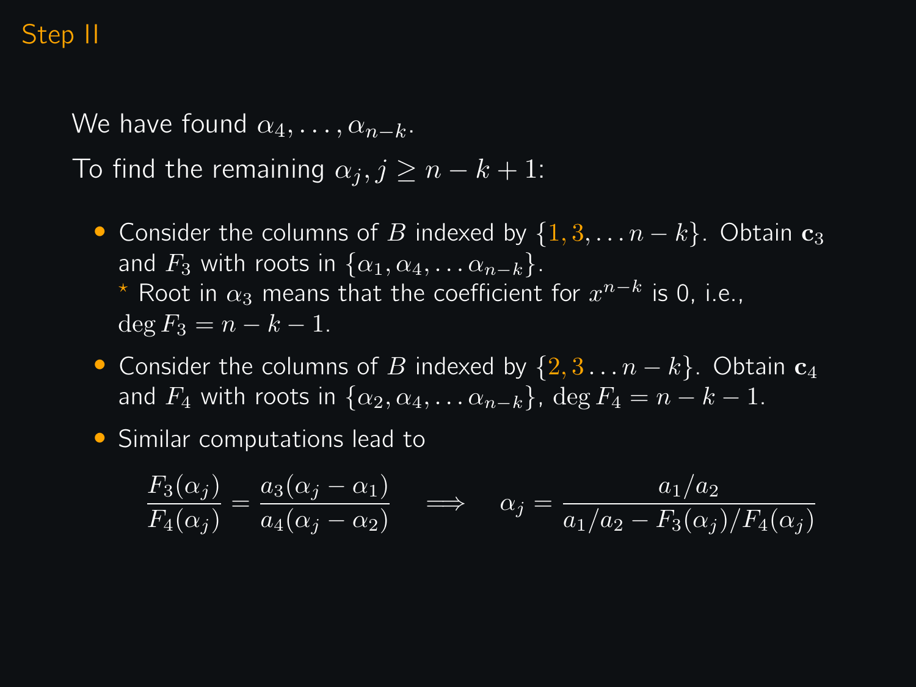## Step II

We have found $\alpha_4, \ldots, \alpha_{n-k}$.

To find the remaining $\alpha_j, j \geq n-k+1$:

- Consider the columns of $B$ indexed by $\{1, 3, \ldots n-k\}$. Obtain $\mathbf{c}_3$ and $F_3$ with roots in $\{\alpha_1, \alpha_4, \ldots \alpha_{n-k}\}$.
  ⋆ Root in $\alpha_3$ means that the coefficient for $x^{n-k}$ is 0, i.e., $\deg F_3 = n-k-1$.
- Consider the columns of $B$ indexed by $\{2, 3 \ldots n-k\}$. Obtain $\mathbf{c}_4$ and $F_4$ with roots in $\{\alpha_2, \alpha_4, \ldots \alpha_{n-k}\}$, $\deg F_4 = n-k-1$.
- Similar computations lead to

$$\frac{F_3(\alpha_j)}{F_4(\alpha_j)} = \frac{a_3(\alpha_j - \alpha_1)}{a_4(\alpha_j - \alpha_2)} \quad \Longrightarrow \quad \alpha_j = \frac{a_1/a_2}{a_1/a_2 - F_3(\alpha_j)/F_4(\alpha_j)}$$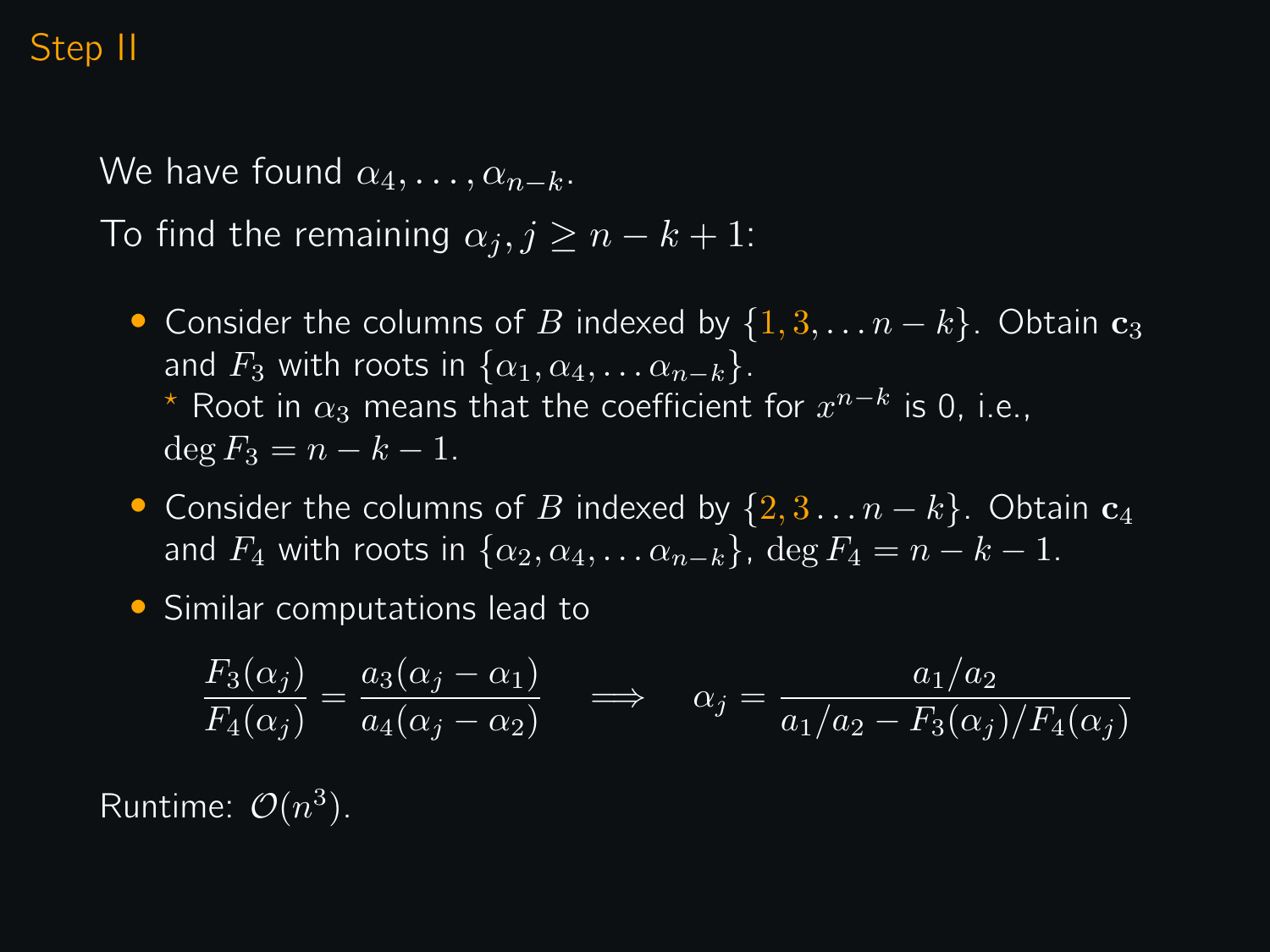# Step II

We have found $\alpha_4, \ldots, \alpha_{n-k}$.

To find the remaining $\alpha_j, j \geq n-k+1$:

- Consider the columns of $B$ indexed by $\{1, 3, \ldots n-k\}$. Obtain $\mathbf{c}_3$ and $F_3$ with roots in $\{\alpha_1, \alpha_4, \ldots \alpha_{n-k}\}$.
  
  ⋆ Root in $\alpha_3$ means that the coefficient for $x^{n-k}$ is 0, i.e., $\deg F_3 = n-k-1$.

- Consider the columns of $B$ indexed by $\{2, 3 \ldots n-k\}$. Obtain $\mathbf{c}_4$ and $F_4$ with roots in $\{\alpha_2, \alpha_4, \ldots \alpha_{n-k}\}$, $\deg F_4 = n-k-1$.

- Similar computations lead to

$$\frac{F_3(\alpha_j)}{F_4(\alpha_j)} = \frac{a_3(\alpha_j - \alpha_1)}{a_4(\alpha_j - \alpha_2)} \quad \Longrightarrow \quad \alpha_j = \frac{a_1/a_2}{a_1/a_2 - F_3(\alpha_j)/F_4(\alpha_j)}$$

Runtime: $\mathcal{O}(n^3)$.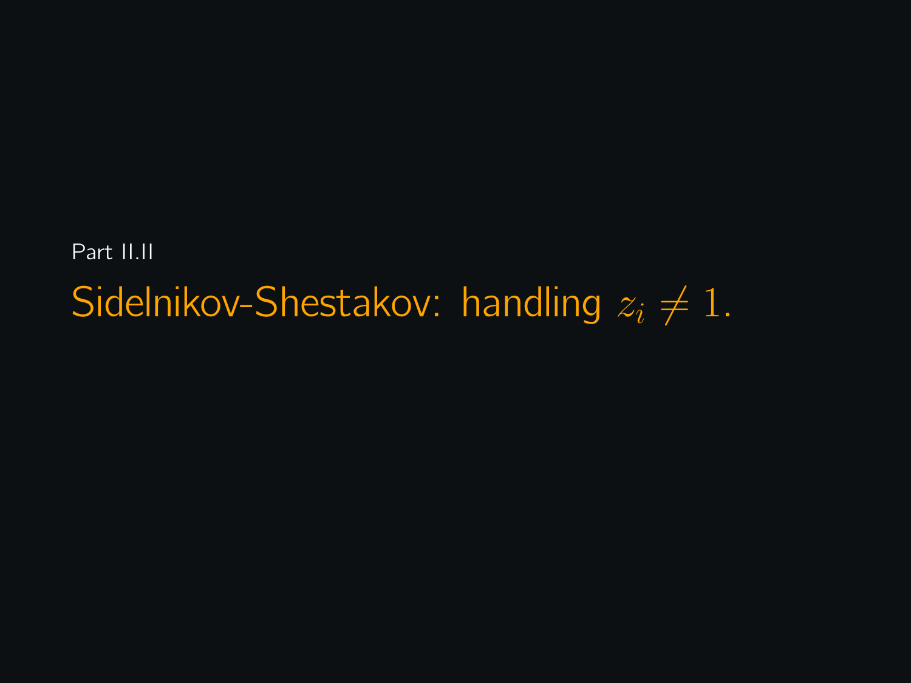Part II.II

# Sidelnikov-Shestakov: handling $z_i \neq 1$.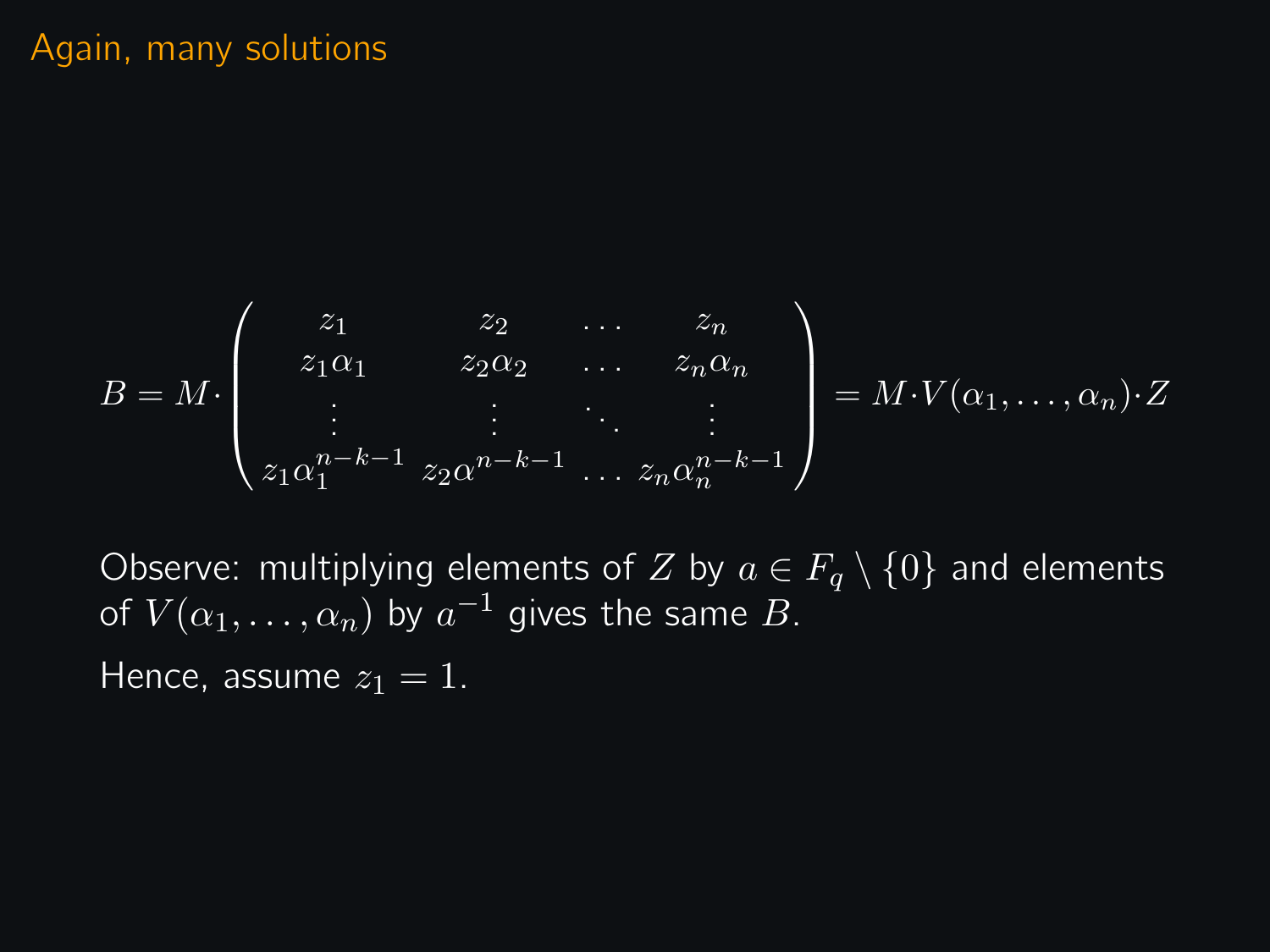# Again, many solutions

$$B = M \cdot \begin{pmatrix} z_1 & z_2 & \dots & z_n \\ z_1\alpha_1 & z_2\alpha_2 & \dots & z_n\alpha_n \\ \vdots & \vdots & \ddots & \vdots \\ z_1\alpha_1^{n-k-1} & z_2\alpha^{n-k-1} & \dots & z_n\alpha_n^{n-k-1} \end{pmatrix} = M \cdot V(\alpha_1, \dots, \alpha_n) \cdot Z$$

Observe: multiplying elements of $Z$ by $a \in F_q \setminus \{0\}$ and elements of $V(\alpha_1, \dots, \alpha_n)$ by $a^{-1}$ gives the same $B$.

Hence, assume $z_1 = 1$.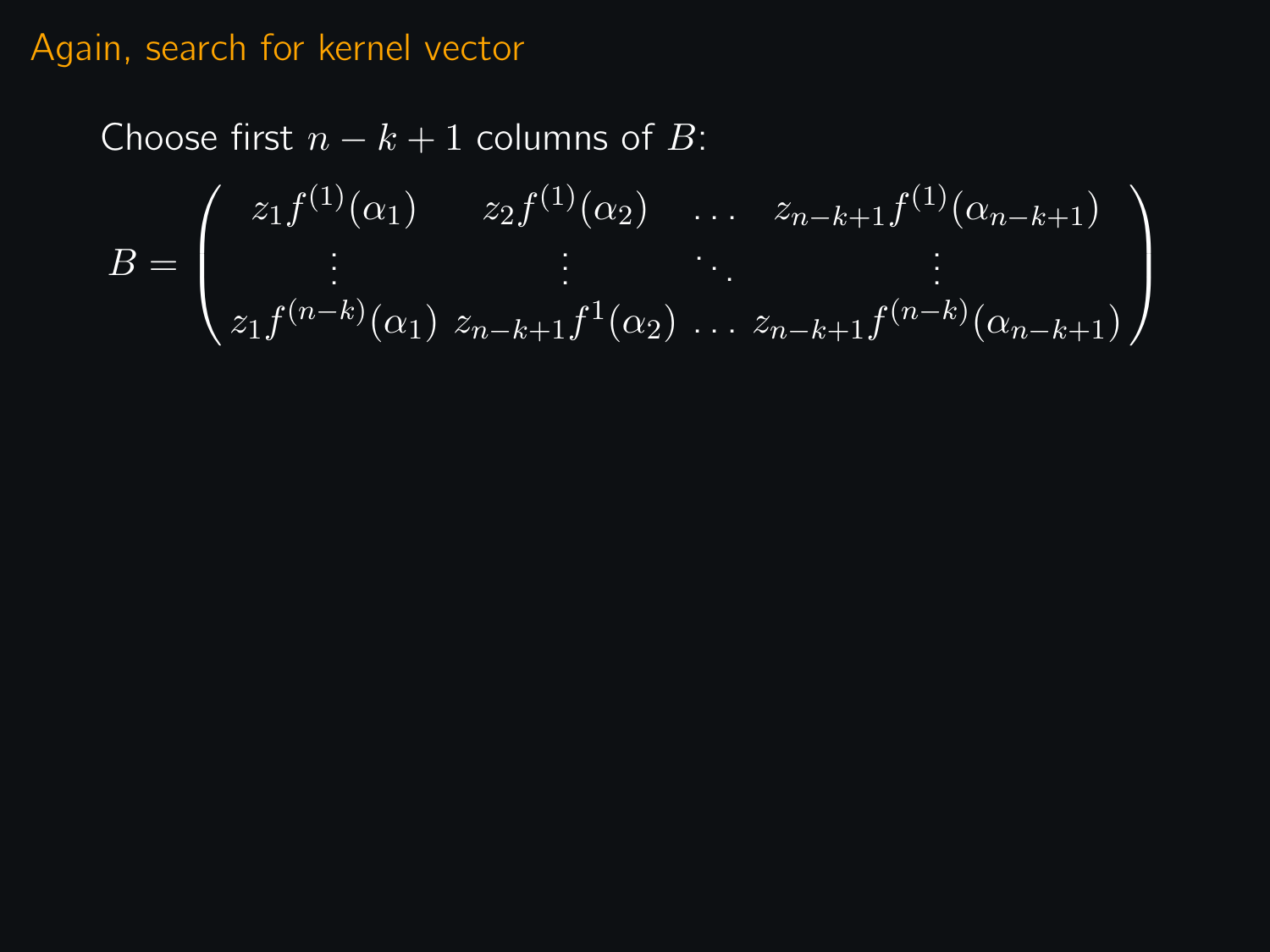# Again, search for kernel vector

Choose first $n-k+1$ columns of $B$:

$$B = \begin{pmatrix} z_1 f^{(1)}(\alpha_1) & z_2 f^{(1)}(\alpha_2) & \dots & z_{n-k+1} f^{(1)}(\alpha_{n-k+1}) \\ \vdots & \vdots & \ddots & \vdots \\ z_1 f^{(n-k)}(\alpha_1) & z_{n-k+1} f^{1}(\alpha_2) & \dots & z_{n-k+1} f^{(n-k)}(\alpha_{n-k+1}) \end{pmatrix}$$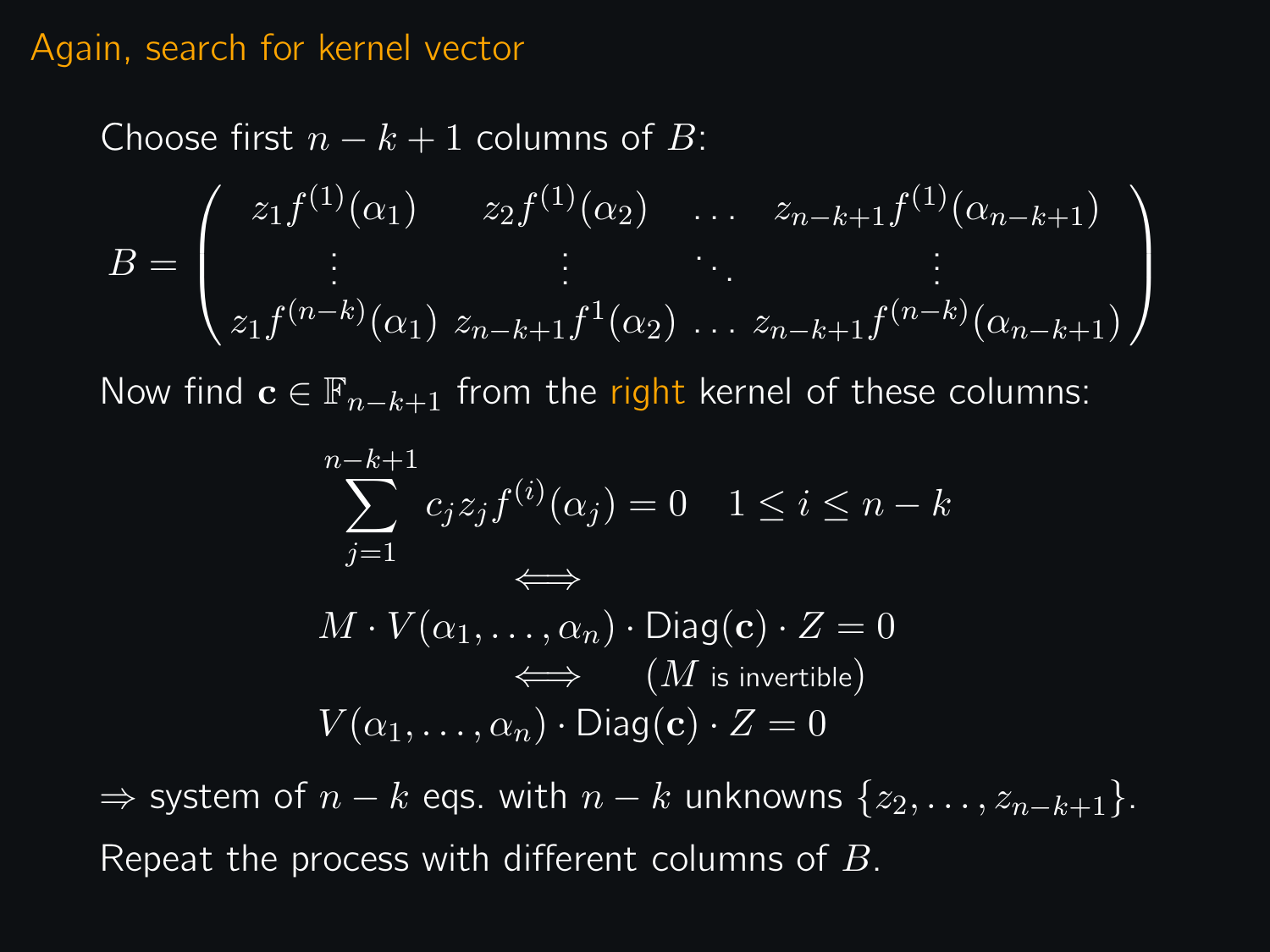## Again, search for kernel vector

Choose first $n-k+1$ columns of $B$:

$$B = \begin{pmatrix} z_1 f^{(1)}(\alpha_1) & z_2 f^{(1)}(\alpha_2) & \dots & z_{n-k+1} f^{(1)}(\alpha_{n-k+1}) \\ \vdots & \vdots & \ddots & \vdots \\ z_1 f^{(n-k)}(\alpha_1) & z_{n-k+1} f^{1}(\alpha_2) & \dots & z_{n-k+1} f^{(n-k)}(\alpha_{n-k+1}) \end{pmatrix}$$

Now find $\mathbf{c} \in \mathbb{F}_{n-k+1}$ from the right kernel of these columns:

$$\sum_{j=1}^{n-k+1} c_j z_j f^{(i)}(\alpha_j) = 0 \quad 1 \leq i \leq n-k$$

$$\iff$$

$$M \cdot V(\alpha_1, \dots, \alpha_n) \cdot \text{Diag}(\mathbf{c}) \cdot Z = 0$$

$$\iff \quad (M \text{ is invertible})$$

$$V(\alpha_1, \dots, \alpha_n) \cdot \text{Diag}(\mathbf{c}) \cdot Z = 0$$

$\Rightarrow$ system of $n-k$ eqs. with $n-k$ unknowns $\{z_2, \dots, z_{n-k+1}\}$.

Repeat the process with different columns of $B$.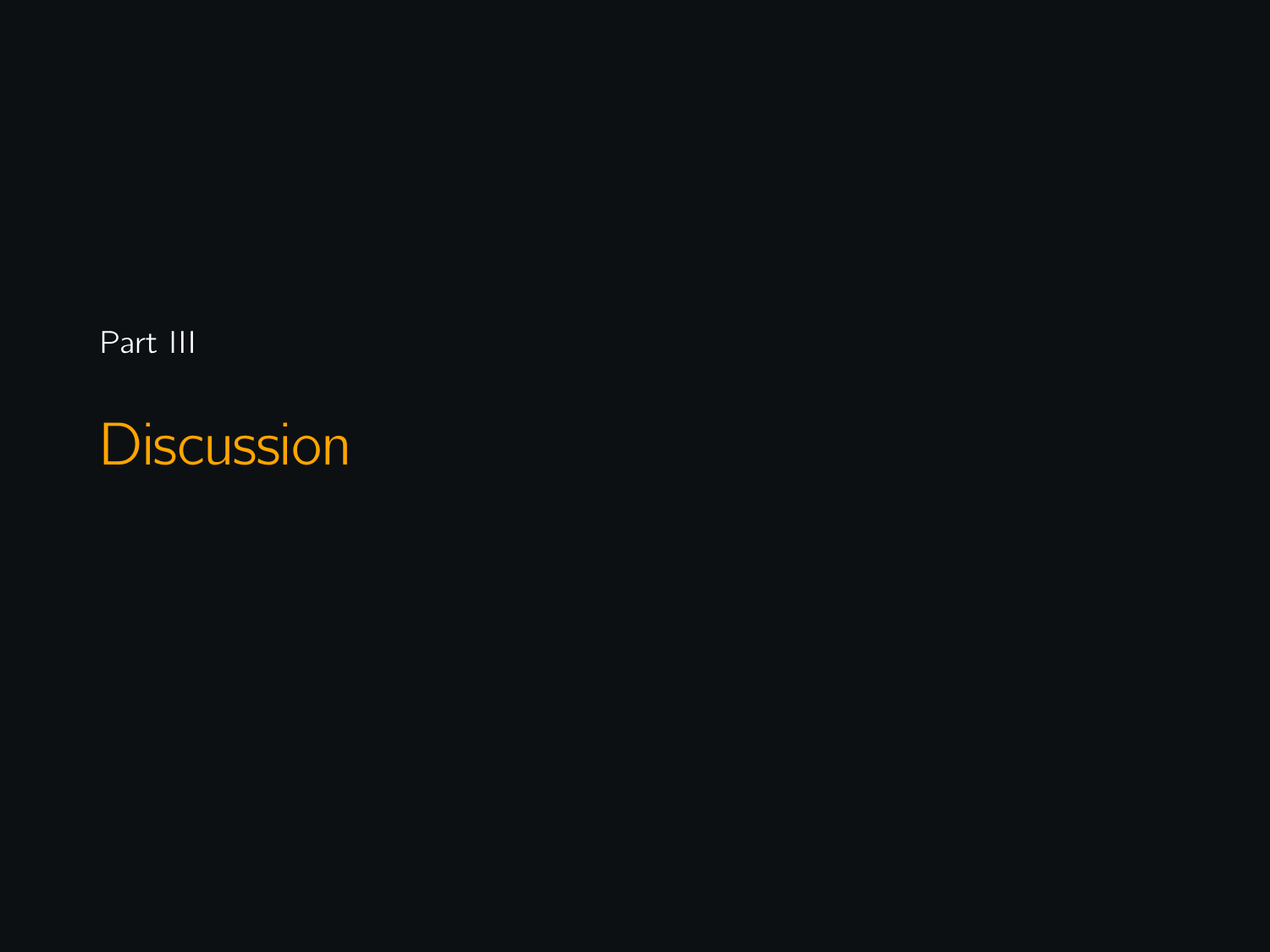Part III

# Discussion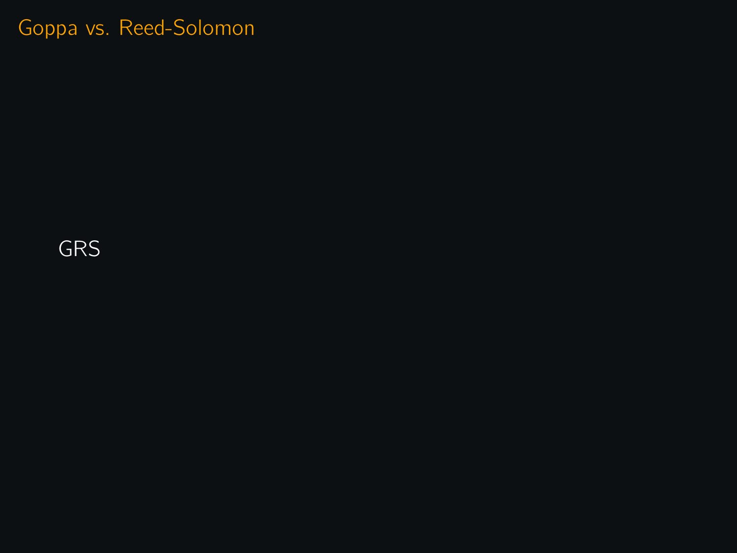# Goppa vs. Reed-Solomon

GRS